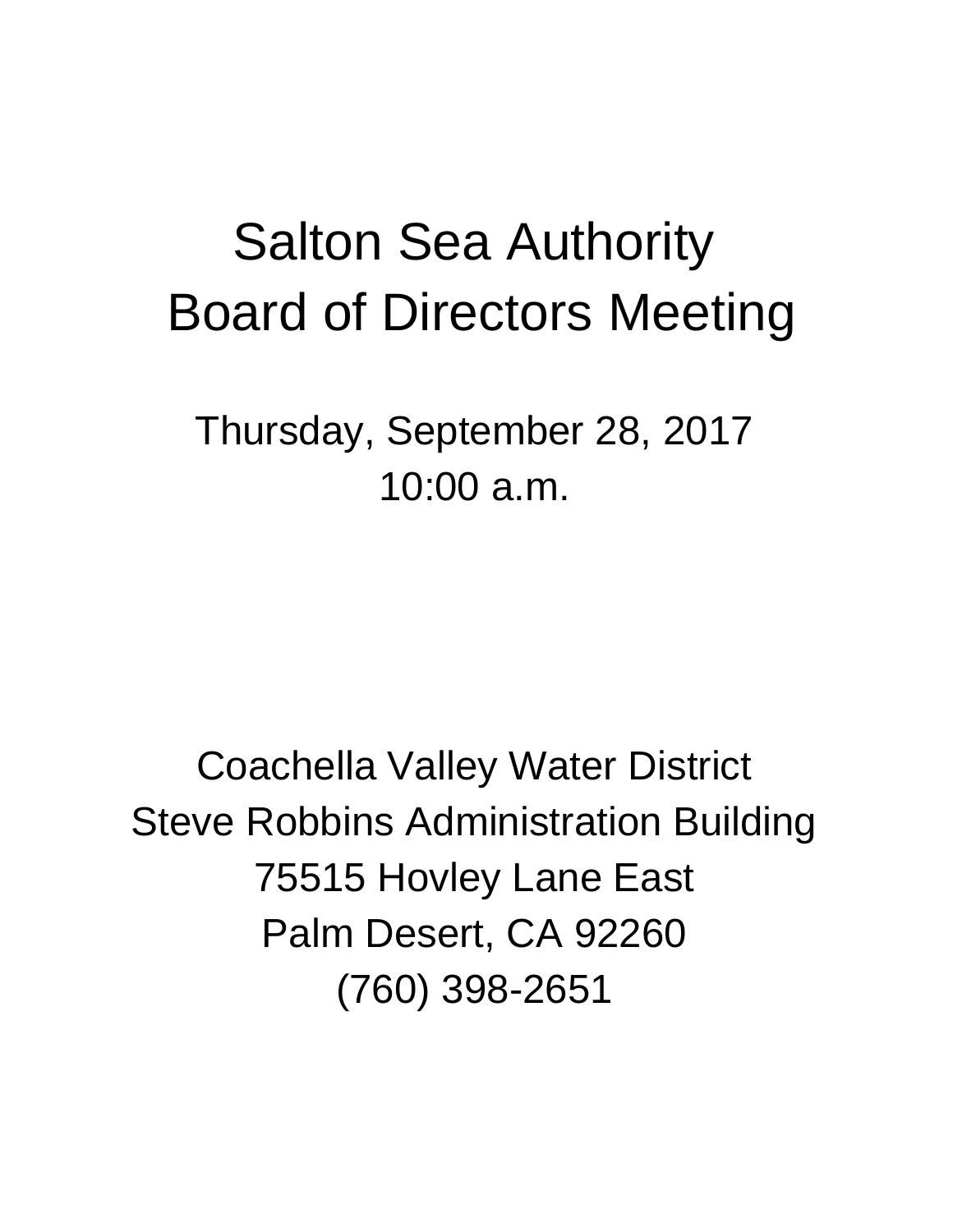# Salton Sea Authority
# Board of Directors Meeting

Thursday, September 28, 2017
10:00 a.m.

Coachella Valley Water District
Steve Robbins Administration Building
75515 Hovley Lane East
Palm Desert, CA 92260
(760) 398-2651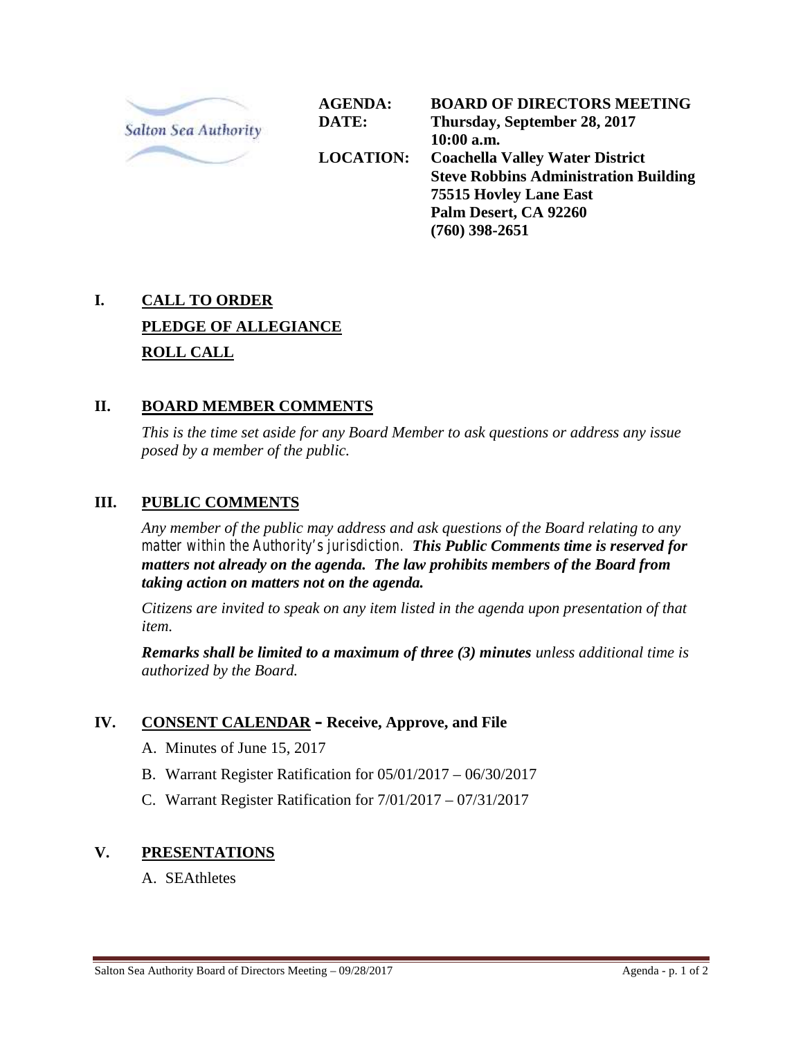Salton Sea Authority

| | |
|---|---|
| **AGENDA:** | **BOARD OF DIRECTORS MEETING** |
| **DATE:** | **Thursday, September 28, 2017** |
| | **10:00 a.m.** |
| **LOCATION:** | **Coachella Valley Water District** |
| | **Steve Robbins Administration Building** |
| | **75515 Hovley Lane East** |
| | **Palm Desert, CA 92260** |
| | **(760) 398-2651** |

## I. CALL TO ORDER

**PLEDGE OF ALLEGIANCE**

**ROLL CALL**

## II. BOARD MEMBER COMMENTS

*This is the time set aside for any Board Member to ask questions or address any issue posed by a member of the public.*

## III. PUBLIC COMMENTS

*Any member of the public may address and ask questions of the Board relating to any matter within the Authority's jurisdiction.* ***This Public Comments time is reserved for matters not already on the agenda. The law prohibits members of the Board from taking action on matters not on the agenda.***

*Citizens are invited to speak on any item listed in the agenda upon presentation of that item.*

***Remarks shall be limited to a maximum of three (3) minutes*** *unless additional time is authorized by the Board.*

## IV. CONSENT CALENDAR – Receive, Approve, and File

A. Minutes of June 15, 2017

B. Warrant Register Ratification for 05/01/2017 – 06/30/2017

C. Warrant Register Ratification for 7/01/2017 – 07/31/2017

## V. PRESENTATIONS

A. SEAthletes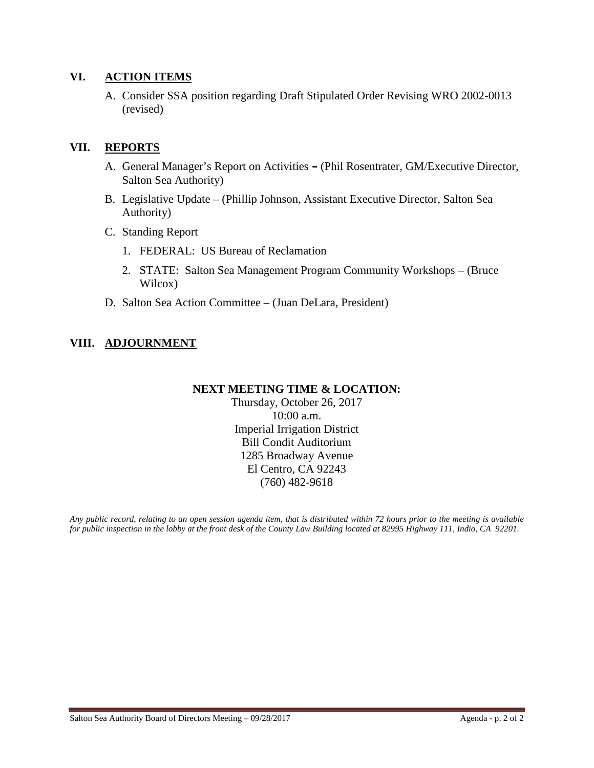## VI. ACTION ITEMS

A. Consider SSA position regarding Draft Stipulated Order Revising WRO 2002-0013 (revised)

## VII. REPORTS

A. General Manager's Report on Activities **–** (Phil Rosentrater, GM/Executive Director, Salton Sea Authority)

B. Legislative Update – (Phillip Johnson, Assistant Executive Director, Salton Sea Authority)

C. Standing Report

  1. FEDERAL: US Bureau of Reclamation

  2. STATE: Salton Sea Management Program Community Workshops – (Bruce Wilcox)

D. Salton Sea Action Committee – (Juan DeLara, President)

## VIII. ADJOURNMENT

**NEXT MEETING TIME & LOCATION:**

Thursday, October 26, 2017
10:00 a.m.
Imperial Irrigation District
Bill Condit Auditorium
1285 Broadway Avenue
El Centro, CA 92243
(760) 482-9618

*Any public record, relating to an open session agenda item, that is distributed within 72 hours prior to the meeting is available for public inspection in the lobby at the front desk of the County Law Building located at 82995 Highway 111, Indio, CA 92201.*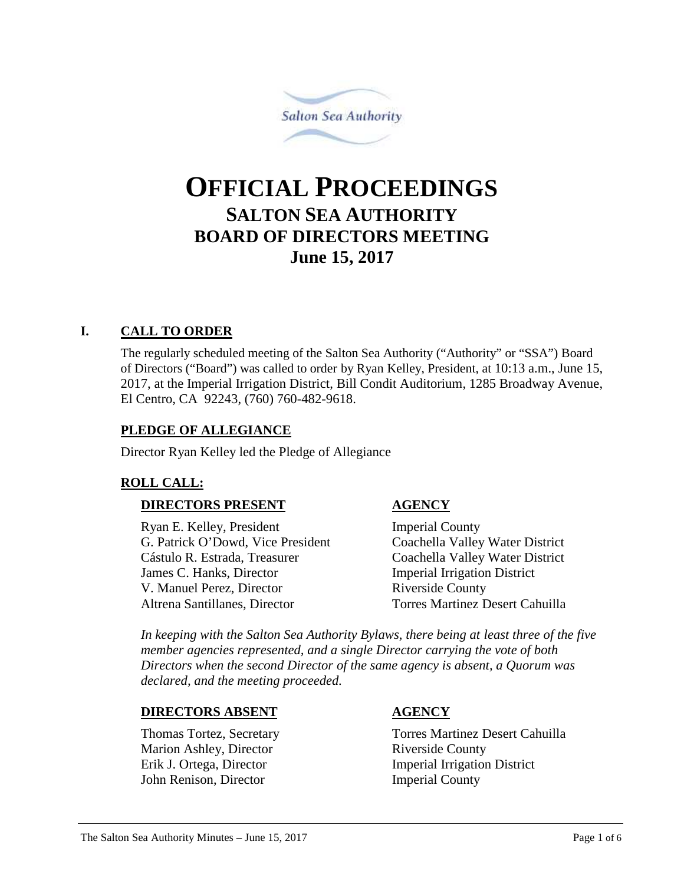Salton Sea Authority

# OFFICIAL PROCEEDINGS

## SALTON SEA AUTHORITY
## BOARD OF DIRECTORS MEETING
## June 15, 2017

### I. CALL TO ORDER

The regularly scheduled meeting of the Salton Sea Authority ("Authority" or "SSA") Board of Directors ("Board") was called to order by Ryan Kelley, President, at 10:13 a.m., June 15, 2017, at the Imperial Irrigation District, Bill Condit Auditorium, 1285 Broadway Avenue, El Centro, CA 92243, (760) 760-482-9618.

#### PLEDGE OF ALLEGIANCE

Director Ryan Kelley led the Pledge of Allegiance

#### ROLL CALL:

| DIRECTORS PRESENT | AGENCY |
|---|---|
| Ryan E. Kelley, President | Imperial County |
| G. Patrick O'Dowd, Vice President | Coachella Valley Water District |
| Cástulo R. Estrada, Treasurer | Coachella Valley Water District |
| James C. Hanks, Director | Imperial Irrigation District |
| V. Manuel Perez, Director | Riverside County |
| Altrena Santillanes, Director | Torres Martinez Desert Cahuilla |

*In keeping with the Salton Sea Authority Bylaws, there being at least three of the five member agencies represented, and a single Director carrying the vote of both Directors when the second Director of the same agency is absent, a Quorum was declared, and the meeting proceeded.*

| DIRECTORS ABSENT | AGENCY |
|---|---|
| Thomas Tortez, Secretary | Torres Martinez Desert Cahuilla |
| Marion Ashley, Director | Riverside County |
| Erik J. Ortega, Director | Imperial Irrigation District |
| John Renison, Director | Imperial County |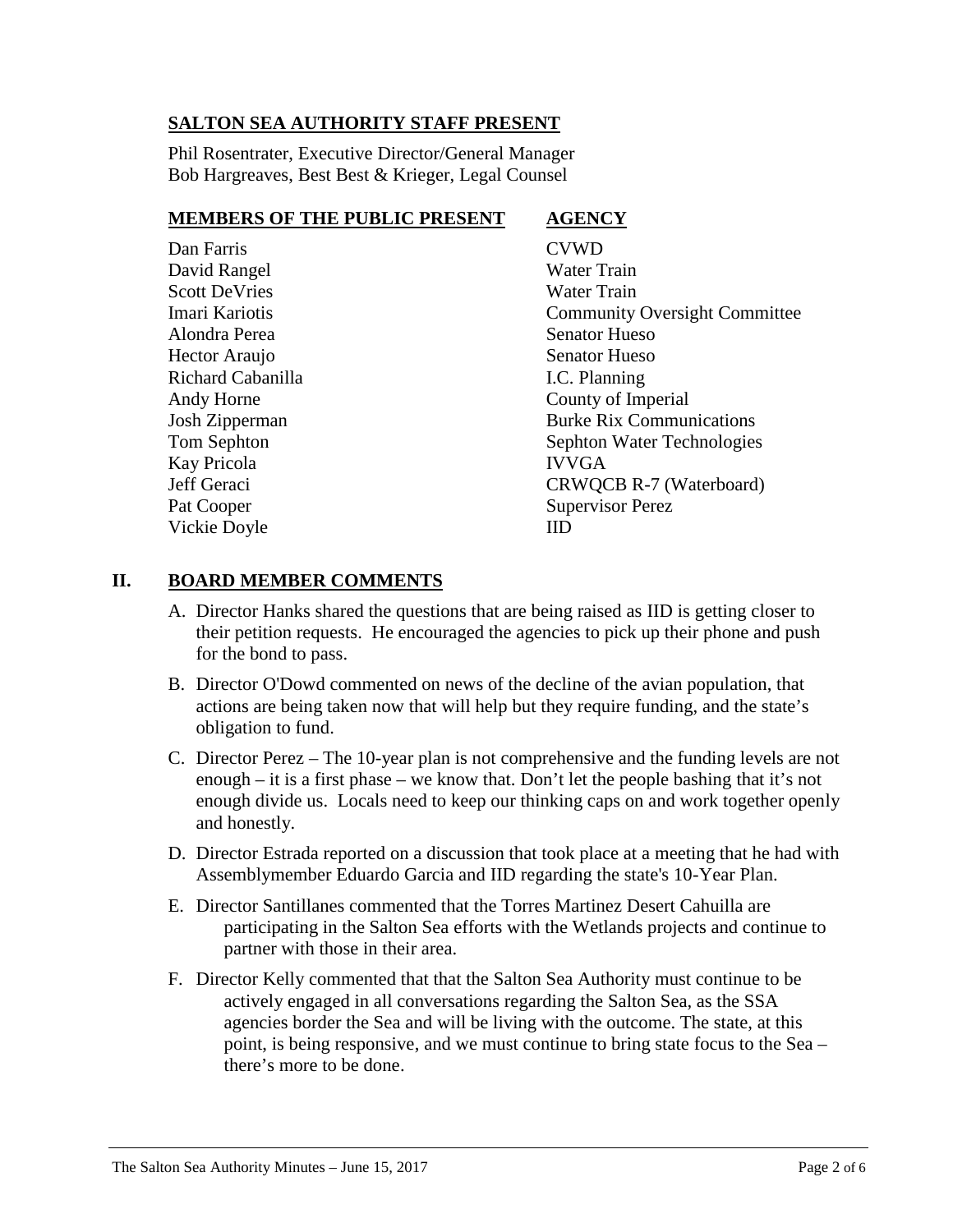## SALTON SEA AUTHORITY STAFF PRESENT

Phil Rosentrater, Executive Director/General Manager
Bob Hargreaves, Best Best & Krieger, Legal Counsel

| MEMBERS OF THE PUBLIC PRESENT | AGENCY |
|---|---|
| Dan Farris | CVWD |
| David Rangel | Water Train |
| Scott DeVries | Water Train |
| Imari Kariotis | Community Oversight Committee |
| Alondra Perea | Senator Hueso |
| Hector Araujo | Senator Hueso |
| Richard Cabanilla | I.C. Planning |
| Andy Horne | County of Imperial |
| Josh Zipperman | Burke Rix Communications |
| Tom Sephton | Sephton Water Technologies |
| Kay Pricola | IVVGA |
| Jeff Geraci | CRWQCB R-7 (Waterboard) |
| Pat Cooper | Supervisor Perez |
| Vickie Doyle | IID |

## II. BOARD MEMBER COMMENTS

A. Director Hanks shared the questions that are being raised as IID is getting closer to their petition requests. He encouraged the agencies to pick up their phone and push for the bond to pass.

B. Director O'Dowd commented on news of the decline of the avian population, that actions are being taken now that will help but they require funding, and the state's obligation to fund.

C. Director Perez – The 10-year plan is not comprehensive and the funding levels are not enough – it is a first phase – we know that. Don't let the people bashing that it's not enough divide us. Locals need to keep our thinking caps on and work together openly and honestly.

D. Director Estrada reported on a discussion that took place at a meeting that he had with Assemblymember Eduardo Garcia and IID regarding the state's 10-Year Plan.

E. Director Santillanes commented that the Torres Martinez Desert Cahuilla are participating in the Salton Sea efforts with the Wetlands projects and continue to partner with those in their area.

F. Director Kelly commented that that the Salton Sea Authority must continue to be actively engaged in all conversations regarding the Salton Sea, as the SSA agencies border the Sea and will be living with the outcome. The state, at this point, is being responsive, and we must continue to bring state focus to the Sea – there's more to be done.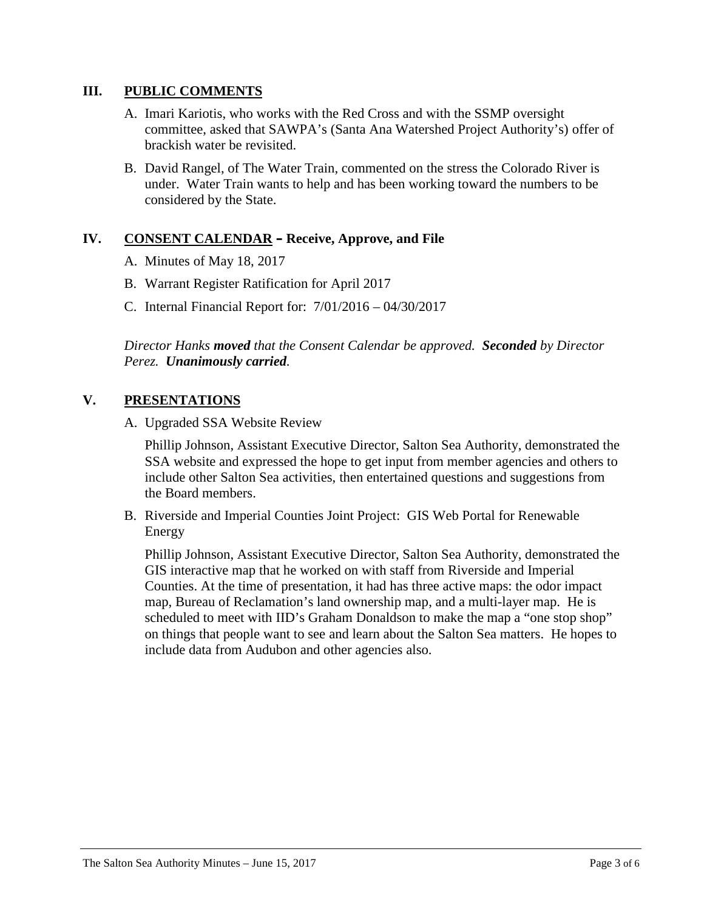## III. PUBLIC COMMENTS

A. Imari Kariotis, who works with the Red Cross and with the SSMP oversight committee, asked that SAWPA's (Santa Ana Watershed Project Authority's) offer of brackish water be revisited.

B. David Rangel, of The Water Train, commented on the stress the Colorado River is under. Water Train wants to help and has been working toward the numbers to be considered by the State.

## IV. CONSENT CALENDAR – Receive, Approve, and File

A. Minutes of May 18, 2017

B. Warrant Register Ratification for April 2017

C. Internal Financial Report for: 7/01/2016 – 04/30/2017

*Director Hanks **moved** that the Consent Calendar be approved. **Seconded** by Director Perez. **Unanimously carried**.*

## V. PRESENTATIONS

A. Upgraded SSA Website Review

Phillip Johnson, Assistant Executive Director, Salton Sea Authority, demonstrated the SSA website and expressed the hope to get input from member agencies and others to include other Salton Sea activities, then entertained questions and suggestions from the Board members.

B. Riverside and Imperial Counties Joint Project: GIS Web Portal for Renewable Energy

Phillip Johnson, Assistant Executive Director, Salton Sea Authority, demonstrated the GIS interactive map that he worked on with staff from Riverside and Imperial Counties. At the time of presentation, it had has three active maps: the odor impact map, Bureau of Reclamation's land ownership map, and a multi-layer map. He is scheduled to meet with IID's Graham Donaldson to make the map a "one stop shop" on things that people want to see and learn about the Salton Sea matters. He hopes to include data from Audubon and other agencies also.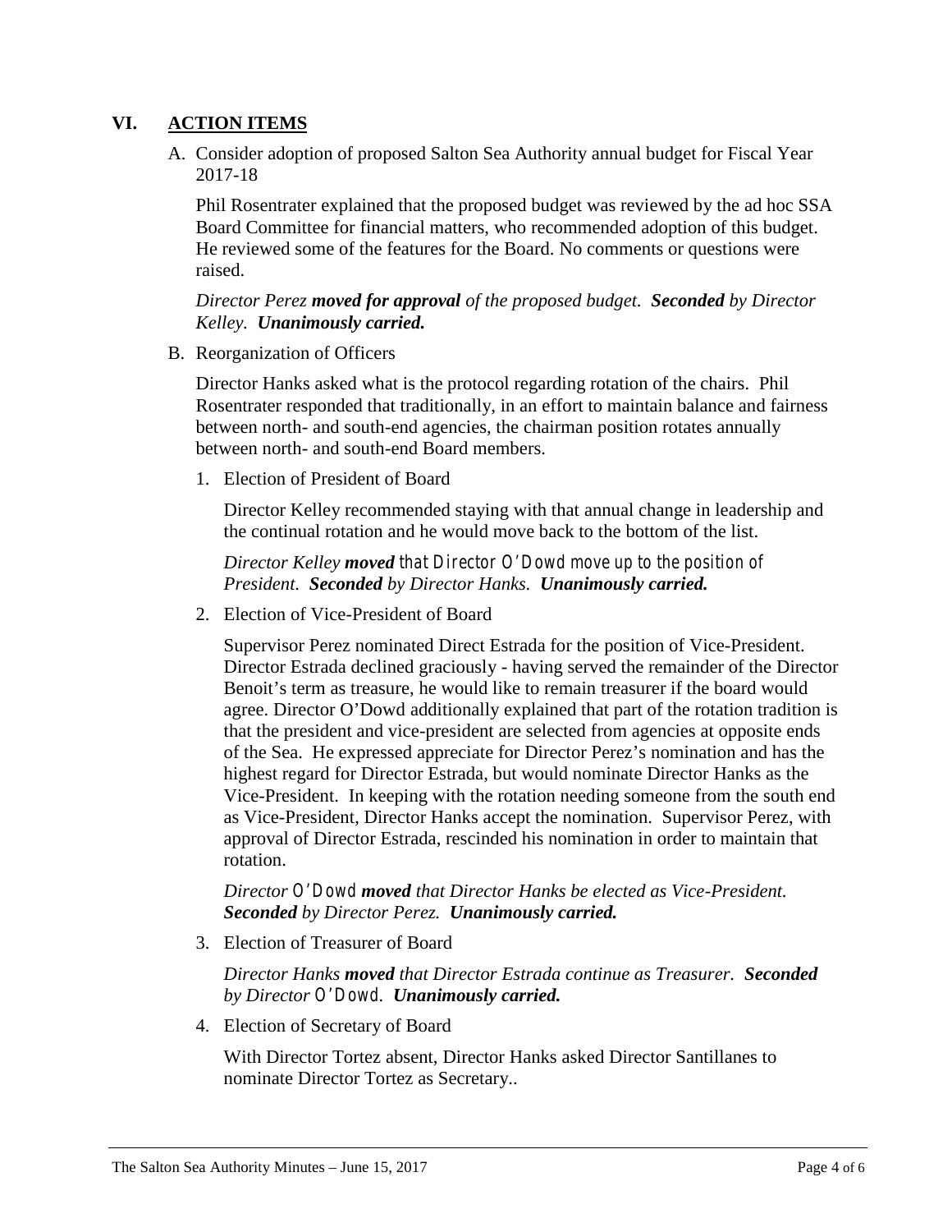## VI. ACTION ITEMS

A. Consider adoption of proposed Salton Sea Authority annual budget for Fiscal Year 2017-18

Phil Rosentrater explained that the proposed budget was reviewed by the ad hoc SSA Board Committee for financial matters, who recommended adoption of this budget. He reviewed some of the features for the Board. No comments or questions were raised.

*Director Perez **moved for approval** of the proposed budget. **Seconded** by Director Kelley. **Unanimously carried.***

B. Reorganization of Officers

Director Hanks asked what is the protocol regarding rotation of the chairs. Phil Rosentrater responded that traditionally, in an effort to maintain balance and fairness between north- and south-end agencies, the chairman position rotates annually between north- and south-end Board members.

1. Election of President of Board

Director Kelley recommended staying with that annual change in leadership and the continual rotation and he would move back to the bottom of the list.

*Director Kelley **moved** that Director O'Dowd move up to the position of President. **Seconded** by Director Hanks. **Unanimously carried.***

2. Election of Vice-President of Board

Supervisor Perez nominated Direct Estrada for the position of Vice-President. Director Estrada declined graciously - having served the remainder of the Director Benoit's term as treasure, he would like to remain treasurer if the board would agree. Director O'Dowd additionally explained that part of the rotation tradition is that the president and vice-president are selected from agencies at opposite ends of the Sea. He expressed appreciate for Director Perez's nomination and has the highest regard for Director Estrada, but would nominate Director Hanks as the Vice-President. In keeping with the rotation needing someone from the south end as Vice-President, Director Hanks accept the nomination. Supervisor Perez, with approval of Director Estrada, rescinded his nomination in order to maintain that rotation.

*Director O'Dowd **moved** that Director Hanks be elected as Vice-President. **Seconded** by Director Perez. **Unanimously carried.***

3. Election of Treasurer of Board

*Director Hanks **moved** that Director Estrada continue as Treasurer. **Seconded** by Director O'Dowd. **Unanimously carried.***

4. Election of Secretary of Board

With Director Tortez absent, Director Hanks asked Director Santillanes to nominate Director Tortez as Secretary..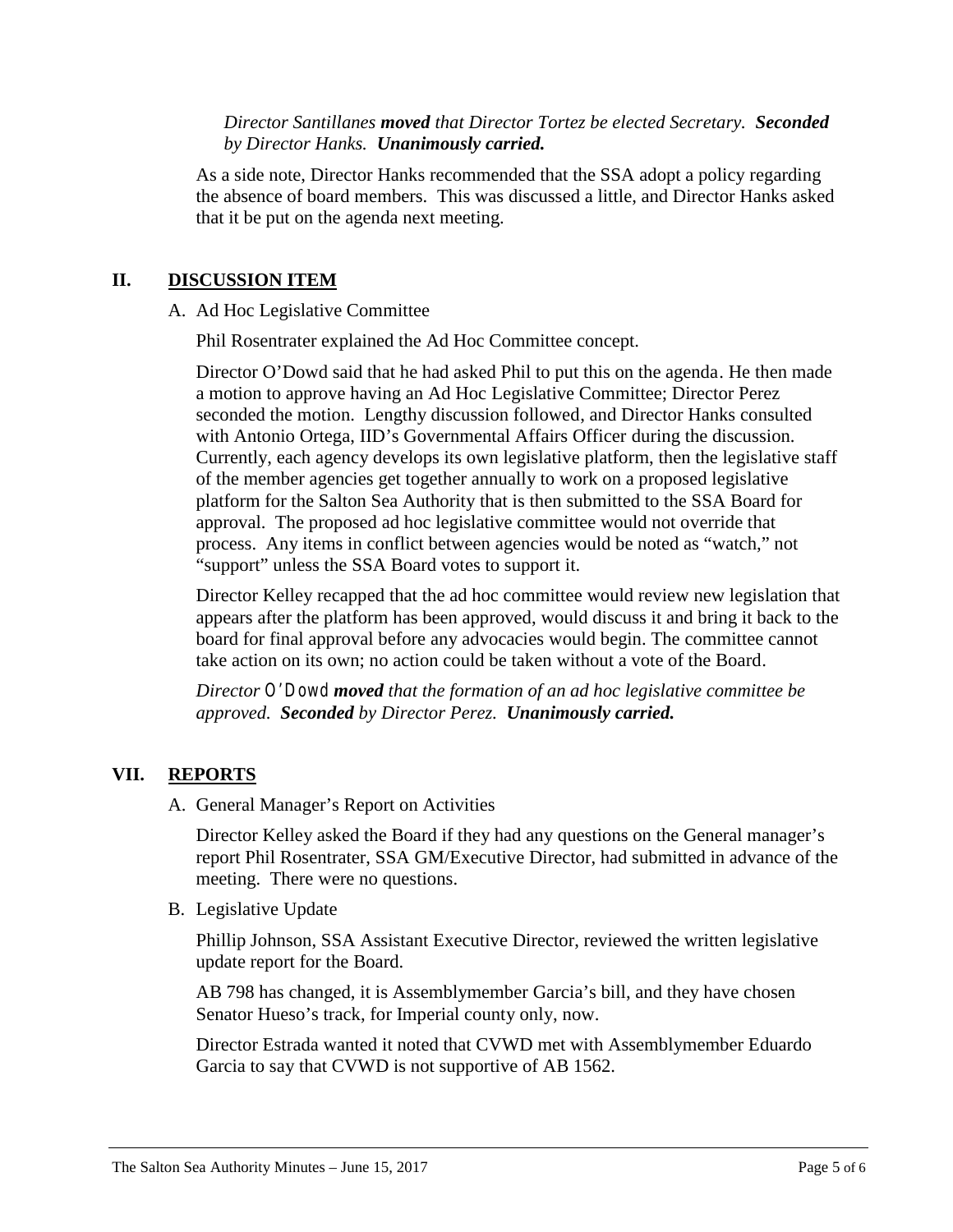*Director Santillanes **moved** that Director Tortez be elected Secretary. **Seconded** by Director Hanks. **Unanimously carried.***

As a side note, Director Hanks recommended that the SSA adopt a policy regarding the absence of board members. This was discussed a little, and Director Hanks asked that it be put on the agenda next meeting.

## II. DISCUSSION ITEM

A. Ad Hoc Legislative Committee

Phil Rosentrater explained the Ad Hoc Committee concept.

Director O'Dowd said that he had asked Phil to put this on the agenda. He then made a motion to approve having an Ad Hoc Legislative Committee; Director Perez seconded the motion. Lengthy discussion followed, and Director Hanks consulted with Antonio Ortega, IID's Governmental Affairs Officer during the discussion. Currently, each agency develops its own legislative platform, then the legislative staff of the member agencies get together annually to work on a proposed legislative platform for the Salton Sea Authority that is then submitted to the SSA Board for approval. The proposed ad hoc legislative committee would not override that process. Any items in conflict between agencies would be noted as "watch," not "support" unless the SSA Board votes to support it.

Director Kelley recapped that the ad hoc committee would review new legislation that appears after the platform has been approved, would discuss it and bring it back to the board for final approval before any advocacies would begin. The committee cannot take action on its own; no action could be taken without a vote of the Board.

*Director O'Dowd **moved** that the formation of an ad hoc legislative committee be approved. **Seconded** by Director Perez. **Unanimously carried.***

## VII. REPORTS

A. General Manager's Report on Activities

Director Kelley asked the Board if they had any questions on the General manager's report Phil Rosentrater, SSA GM/Executive Director, had submitted in advance of the meeting. There were no questions.

B. Legislative Update

Phillip Johnson, SSA Assistant Executive Director, reviewed the written legislative update report for the Board.

AB 798 has changed, it is Assemblymember Garcia's bill, and they have chosen Senator Hueso's track, for Imperial county only, now.

Director Estrada wanted it noted that CVWD met with Assemblymember Eduardo Garcia to say that CVWD is not supportive of AB 1562.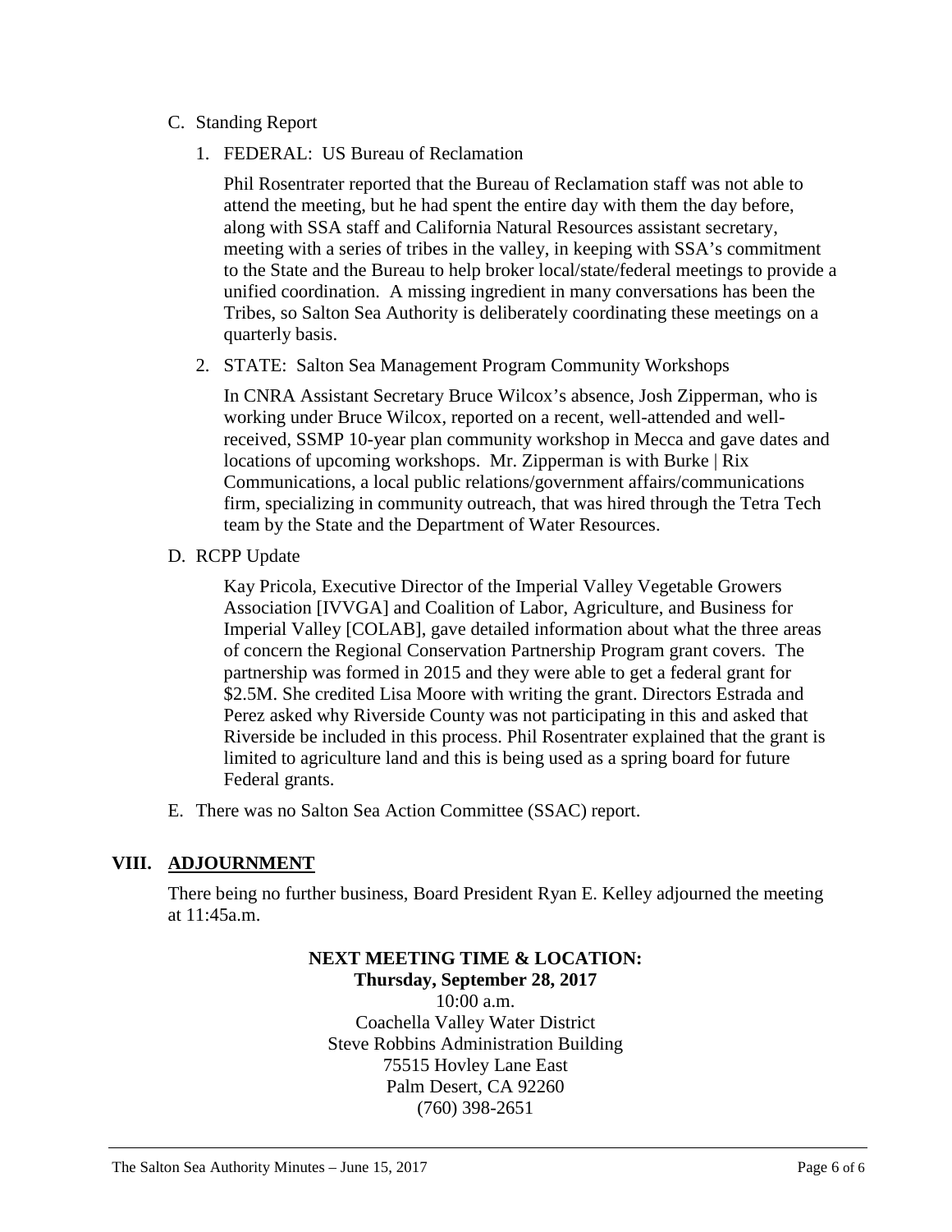C. Standing Report

1. FEDERAL: US Bureau of Reclamation

   Phil Rosentrater reported that the Bureau of Reclamation staff was not able to attend the meeting, but he had spent the entire day with them the day before, along with SSA staff and California Natural Resources assistant secretary, meeting with a series of tribes in the valley, in keeping with SSA's commitment to the State and the Bureau to help broker local/state/federal meetings to provide a unified coordination. A missing ingredient in many conversations has been the Tribes, so Salton Sea Authority is deliberately coordinating these meetings on a quarterly basis.

2. STATE: Salton Sea Management Program Community Workshops

   In CNRA Assistant Secretary Bruce Wilcox's absence, Josh Zipperman, who is working under Bruce Wilcox, reported on a recent, well-attended and well-received, SSMP 10-year plan community workshop in Mecca and gave dates and locations of upcoming workshops. Mr. Zipperman is with Burke | Rix Communications, a local public relations/government affairs/communications firm, specializing in community outreach, that was hired through the Tetra Tech team by the State and the Department of Water Resources.

D. RCPP Update

   Kay Pricola, Executive Director of the Imperial Valley Vegetable Growers Association [IVVGA] and Coalition of Labor, Agriculture, and Business for Imperial Valley [COLAB], gave detailed information about what the three areas of concern the Regional Conservation Partnership Program grant covers. The partnership was formed in 2015 and they were able to get a federal grant for $2.5M. She credited Lisa Moore with writing the grant. Directors Estrada and Perez asked why Riverside County was not participating in this and asked that Riverside be included in this process. Phil Rosentrater explained that the grant is limited to agriculture land and this is being used as a spring board for future Federal grants.

E. There was no Salton Sea Action Committee (SSAC) report.

## VIII. ADJOURNMENT

There being no further business, Board President Ryan E. Kelley adjourned the meeting at 11:45a.m.

**NEXT MEETING TIME & LOCATION:**
**Thursday, September 28, 2017**
10:00 a.m.
Coachella Valley Water District
Steve Robbins Administration Building
75515 Hovley Lane East
Palm Desert, CA 92260
(760) 398-2651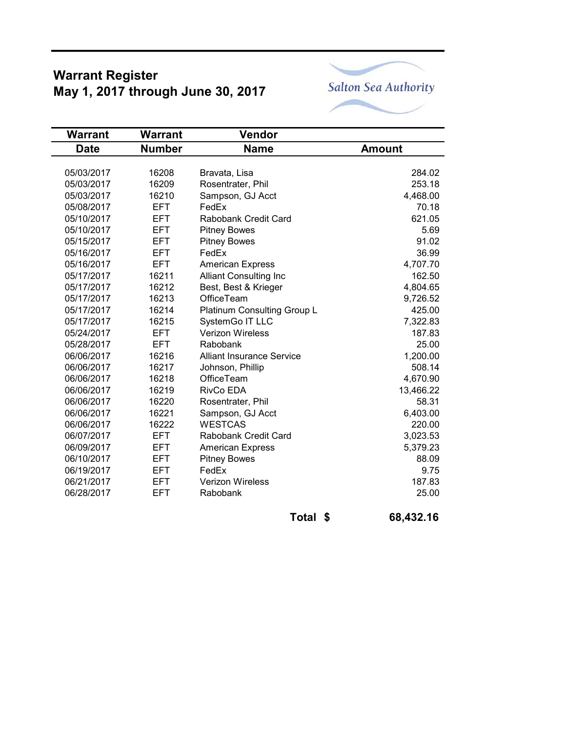# Warrant Register
## May 1, 2017 through June 30, 2017

Salton Sea Authority

| Warrant Date | Warrant Number | Vendor Name | Amount |
|---|---|---|---|
| 05/03/2017 | 16208 | Bravata, Lisa | 284.02 |
| 05/03/2017 | 16209 | Rosentrater, Phil | 253.18 |
| 05/03/2017 | 16210 | Sampson, GJ Acct | 4,468.00 |
| 05/08/2017 | EFT | FedEx | 70.18 |
| 05/10/2017 | EFT | Rabobank Credit Card | 621.05 |
| 05/10/2017 | EFT | Pitney Bowes | 5.69 |
| 05/15/2017 | EFT | Pitney Bowes | 91.02 |
| 05/16/2017 | EFT | FedEx | 36.99 |
| 05/16/2017 | EFT | American Express | 4,707.70 |
| 05/17/2017 | 16211 | Alliant Consulting Inc | 162.50 |
| 05/17/2017 | 16212 | Best, Best & Krieger | 4,804.65 |
| 05/17/2017 | 16213 | OfficeTeam | 9,726.52 |
| 05/17/2017 | 16214 | Platinum Consulting Group L | 425.00 |
| 05/17/2017 | 16215 | SystemGo IT LLC | 7,322.83 |
| 05/24/2017 | EFT | Verizon Wireless | 187.83 |
| 05/28/2017 | EFT | Rabobank | 25.00 |
| 06/06/2017 | 16216 | Alliant Insurance Service | 1,200.00 |
| 06/06/2017 | 16217 | Johnson, Phillip | 508.14 |
| 06/06/2017 | 16218 | OfficeTeam | 4,670.90 |
| 06/06/2017 | 16219 | RivCo EDA | 13,466.22 |
| 06/06/2017 | 16220 | Rosentrater, Phil | 58.31 |
| 06/06/2017 | 16221 | Sampson, GJ Acct | 6,403.00 |
| 06/06/2017 | 16222 | WESTCAS | 220.00 |
| 06/07/2017 | EFT | Rabobank Credit Card | 3,023.53 |
| 06/09/2017 | EFT | American Express | 5,379.23 |
| 06/10/2017 | EFT | Pitney Bowes | 88.09 |
| 06/19/2017 | EFT | FedEx | 9.75 |
| 06/21/2017 | EFT | Verizon Wireless | 187.83 |
| 06/28/2017 | EFT | Rabobank | 25.00 |
| | | **Total $** | **68,432.16** |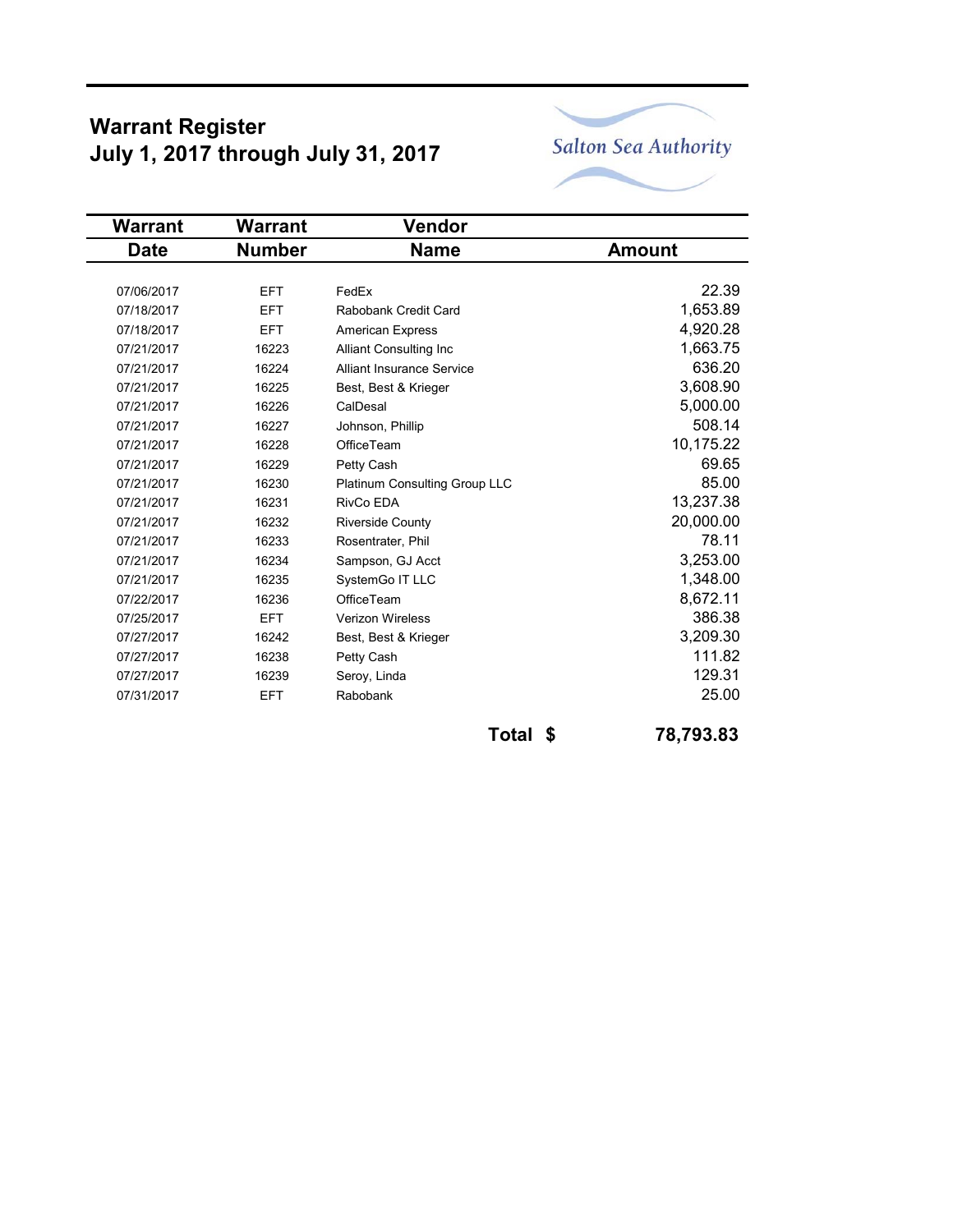# Warrant Register
## July 1, 2017 through July 31, 2017

Salton Sea Authority

| Warrant Date | Warrant Number | Vendor Name | Amount |
|---|---|---|---|
| 07/06/2017 | EFT | FedEx | 22.39 |
| 07/18/2017 | EFT | Rabobank Credit Card | 1,653.89 |
| 07/18/2017 | EFT | American Express | 4,920.28 |
| 07/21/2017 | 16223 | Alliant Consulting Inc | 1,663.75 |
| 07/21/2017 | 16224 | Alliant Insurance Service | 636.20 |
| 07/21/2017 | 16225 | Best, Best & Krieger | 3,608.90 |
| 07/21/2017 | 16226 | CalDesal | 5,000.00 |
| 07/21/2017 | 16227 | Johnson, Phillip | 508.14 |
| 07/21/2017 | 16228 | OfficeTeam | 10,175.22 |
| 07/21/2017 | 16229 | Petty Cash | 69.65 |
| 07/21/2017 | 16230 | Platinum Consulting Group LLC | 85.00 |
| 07/21/2017 | 16231 | RivCo EDA | 13,237.38 |
| 07/21/2017 | 16232 | Riverside County | 20,000.00 |
| 07/21/2017 | 16233 | Rosentrater, Phil | 78.11 |
| 07/21/2017 | 16234 | Sampson, GJ Acct | 3,253.00 |
| 07/21/2017 | 16235 | SystemGo IT LLC | 1,348.00 |
| 07/22/2017 | 16236 | OfficeTeam | 8,672.11 |
| 07/25/2017 | EFT | Verizon Wireless | 386.38 |
| 07/27/2017 | 16242 | Best, Best & Krieger | 3,209.30 |
| 07/27/2017 | 16238 | Petty Cash | 111.82 |
| 07/27/2017 | 16239 | Seroy, Linda | 129.31 |
| 07/31/2017 | EFT | Rabobank | 25.00 |
| | | **Total $** | **78,793.83** |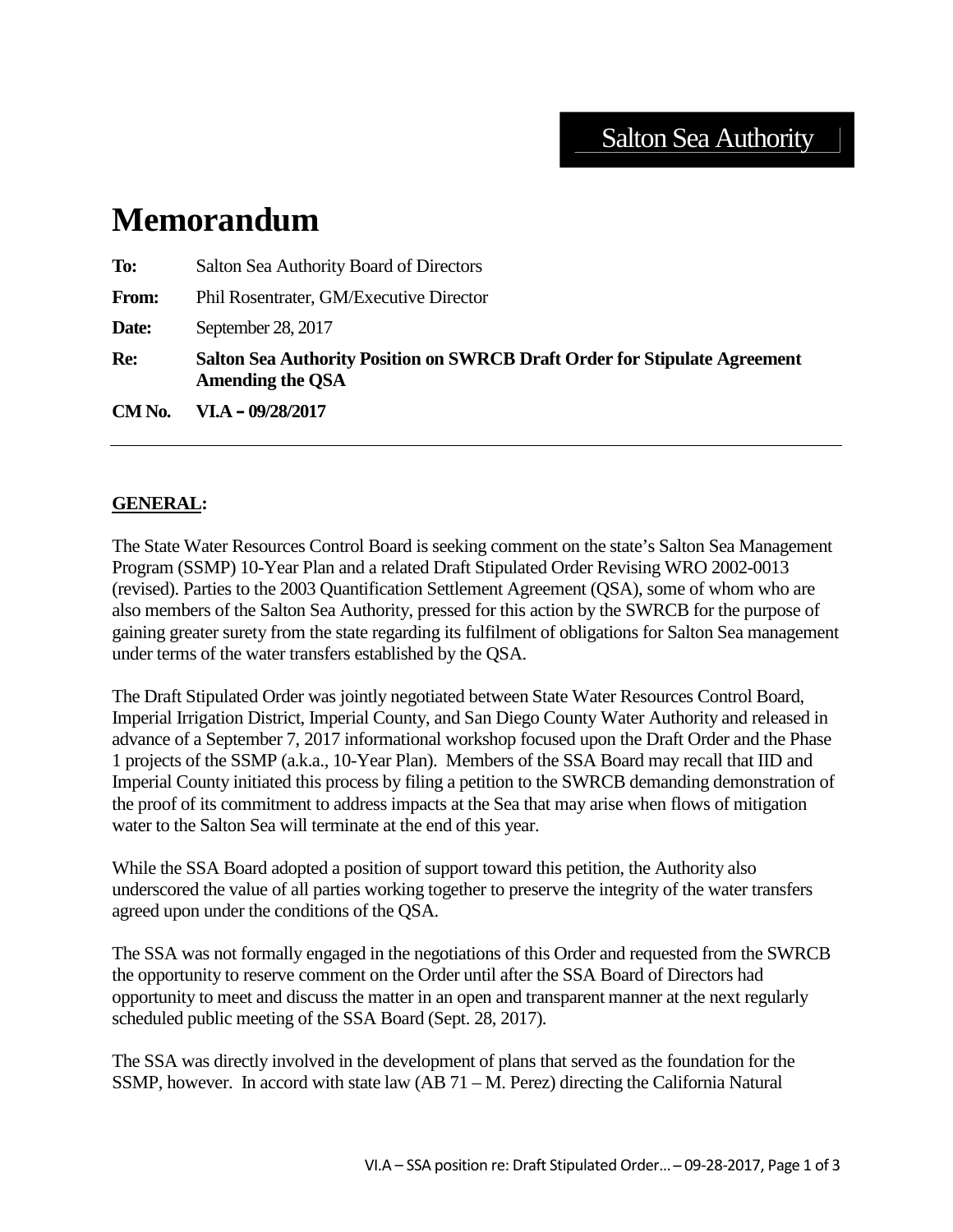Salton Sea Authority

# Memorandum

**To:** Salton Sea Authority Board of Directors

**From:** Phil Rosentrater, GM/Executive Director

**Date:** September 28, 2017

**Re:** **Salton Sea Authority Position on SWRCB Draft Order for Stipulate Agreement Amending the QSA**

**CM No.** **VI.A – 09/28/2017**

---

## GENERAL:

The State Water Resources Control Board is seeking comment on the state's Salton Sea Management Program (SSMP) 10-Year Plan and a related Draft Stipulated Order Revising WRO 2002-0013 (revised). Parties to the 2003 Quantification Settlement Agreement (QSA), some of whom who are also members of the Salton Sea Authority, pressed for this action by the SWRCB for the purpose of gaining greater surety from the state regarding its fulfilment of obligations for Salton Sea management under terms of the water transfers established by the QSA.

The Draft Stipulated Order was jointly negotiated between State Water Resources Control Board, Imperial Irrigation District, Imperial County, and San Diego County Water Authority and released in advance of a September 7, 2017 informational workshop focused upon the Draft Order and the Phase 1 projects of the SSMP (a.k.a., 10-Year Plan). Members of the SSA Board may recall that IID and Imperial County initiated this process by filing a petition to the SWRCB demanding demonstration of the proof of its commitment to address impacts at the Sea that may arise when flows of mitigation water to the Salton Sea will terminate at the end of this year.

While the SSA Board adopted a position of support toward this petition, the Authority also underscored the value of all parties working together to preserve the integrity of the water transfers agreed upon under the conditions of the QSA.

The SSA was not formally engaged in the negotiations of this Order and requested from the SWRCB the opportunity to reserve comment on the Order until after the SSA Board of Directors had opportunity to meet and discuss the matter in an open and transparent manner at the next regularly scheduled public meeting of the SSA Board (Sept. 28, 2017).

The SSA was directly involved in the development of plans that served as the foundation for the SSMP, however. In accord with state law (AB 71 – M. Perez) directing the California Natural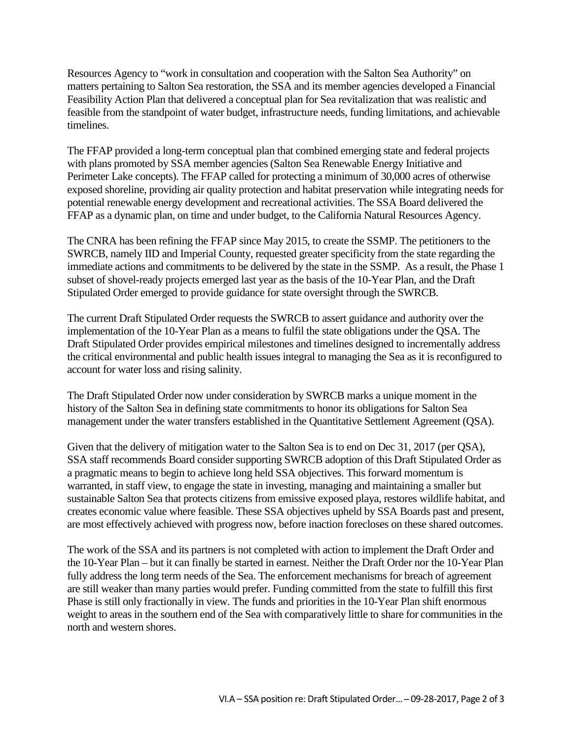Resources Agency to "work in consultation and cooperation with the Salton Sea Authority" on matters pertaining to Salton Sea restoration, the SSA and its member agencies developed a Financial Feasibility Action Plan that delivered a conceptual plan for Sea revitalization that was realistic and feasible from the standpoint of water budget, infrastructure needs, funding limitations, and achievable timelines.

The FFAP provided a long-term conceptual plan that combined emerging state and federal projects with plans promoted by SSA member agencies (Salton Sea Renewable Energy Initiative and Perimeter Lake concepts). The FFAP called for protecting a minimum of 30,000 acres of otherwise exposed shoreline, providing air quality protection and habitat preservation while integrating needs for potential renewable energy development and recreational activities. The SSA Board delivered the FFAP as a dynamic plan, on time and under budget, to the California Natural Resources Agency.

The CNRA has been refining the FFAP since May 2015, to create the SSMP. The petitioners to the SWRCB, namely IID and Imperial County, requested greater specificity from the state regarding the immediate actions and commitments to be delivered by the state in the SSMP. As a result, the Phase 1 subset of shovel-ready projects emerged last year as the basis of the 10-Year Plan, and the Draft Stipulated Order emerged to provide guidance for state oversight through the SWRCB.

The current Draft Stipulated Order requests the SWRCB to assert guidance and authority over the implementation of the 10-Year Plan as a means to fulfil the state obligations under the QSA. The Draft Stipulated Order provides empirical milestones and timelines designed to incrementally address the critical environmental and public health issues integral to managing the Sea as it is reconfigured to account for water loss and rising salinity.

The Draft Stipulated Order now under consideration by SWRCB marks a unique moment in the history of the Salton Sea in defining state commitments to honor its obligations for Salton Sea management under the water transfers established in the Quantitative Settlement Agreement (QSA).

Given that the delivery of mitigation water to the Salton Sea is to end on Dec 31, 2017 (per QSA), SSA staff recommends Board consider supporting SWRCB adoption of this Draft Stipulated Order as a pragmatic means to begin to achieve long held SSA objectives. This forward momentum is warranted, in staff view, to engage the state in investing, managing and maintaining a smaller but sustainable Salton Sea that protects citizens from emissive exposed playa, restores wildlife habitat, and creates economic value where feasible. These SSA objectives upheld by SSA Boards past and present, are most effectively achieved with progress now, before inaction forecloses on these shared outcomes.

The work of the SSA and its partners is not completed with action to implement the Draft Order and the 10-Year Plan – but it can finally be started in earnest. Neither the Draft Order nor the 10-Year Plan fully address the long term needs of the Sea. The enforcement mechanisms for breach of agreement are still weaker than many parties would prefer. Funding committed from the state to fulfill this first Phase is still only fractionally in view. The funds and priorities in the 10-Year Plan shift enormous weight to areas in the southern end of the Sea with comparatively little to share for communities in the north and western shores.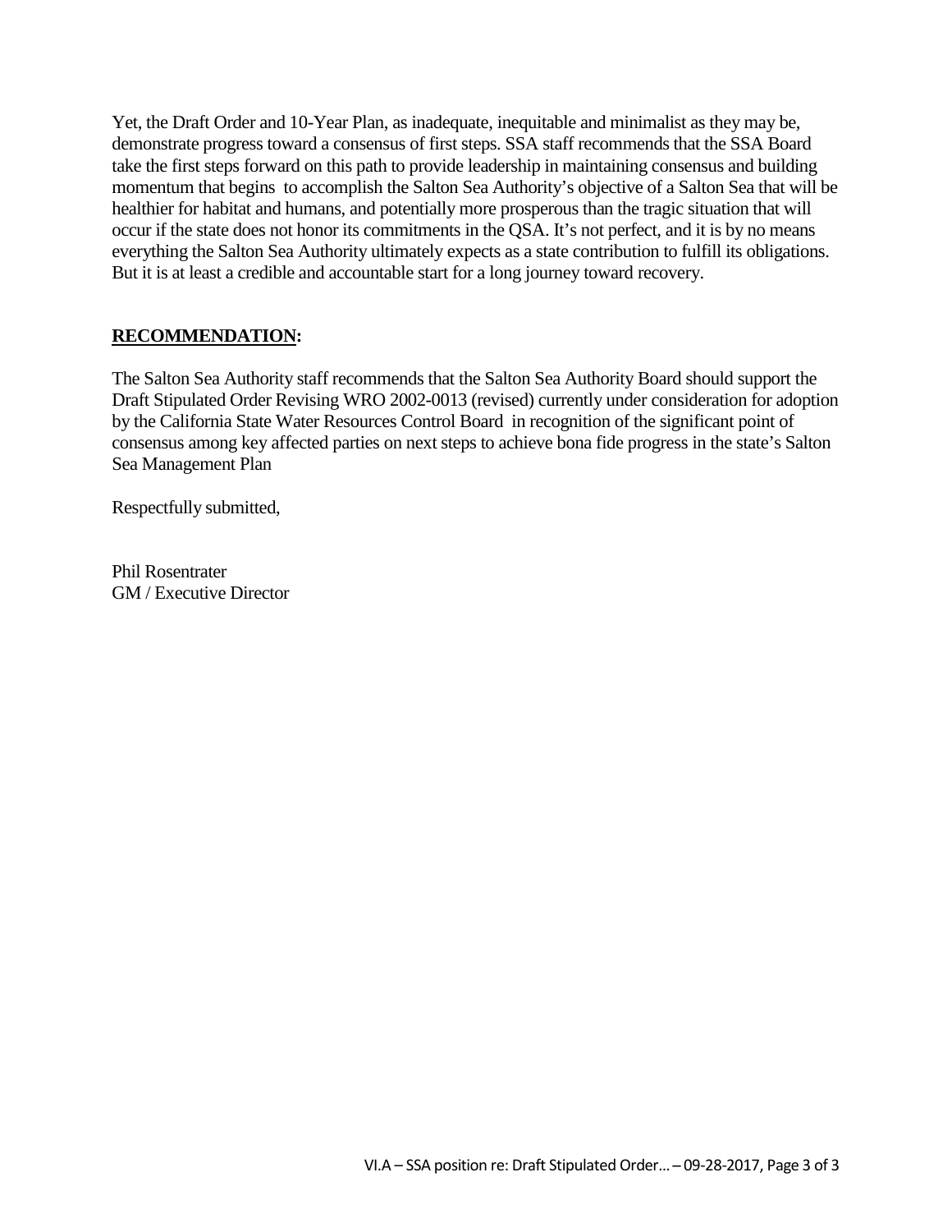Yet, the Draft Order and 10-Year Plan, as inadequate, inequitable and minimalist as they may be, demonstrate progress toward a consensus of first steps. SSA staff recommends that the SSA Board take the first steps forward on this path to provide leadership in maintaining consensus and building momentum that begins to accomplish the Salton Sea Authority's objective of a Salton Sea that will be healthier for habitat and humans, and potentially more prosperous than the tragic situation that will occur if the state does not honor its commitments in the QSA. It's not perfect, and it is by no means everything the Salton Sea Authority ultimately expects as a state contribution to fulfill its obligations. But it is at least a credible and accountable start for a long journey toward recovery.

**RECOMMENDATION:**

The Salton Sea Authority staff recommends that the Salton Sea Authority Board should support the Draft Stipulated Order Revising WRO 2002-0013 (revised) currently under consideration for adoption by the California State Water Resources Control Board in recognition of the significant point of consensus among key affected parties on next steps to achieve bona fide progress in the state's Salton Sea Management Plan

Respectfully submitted,

Phil Rosentrater
GM / Executive Director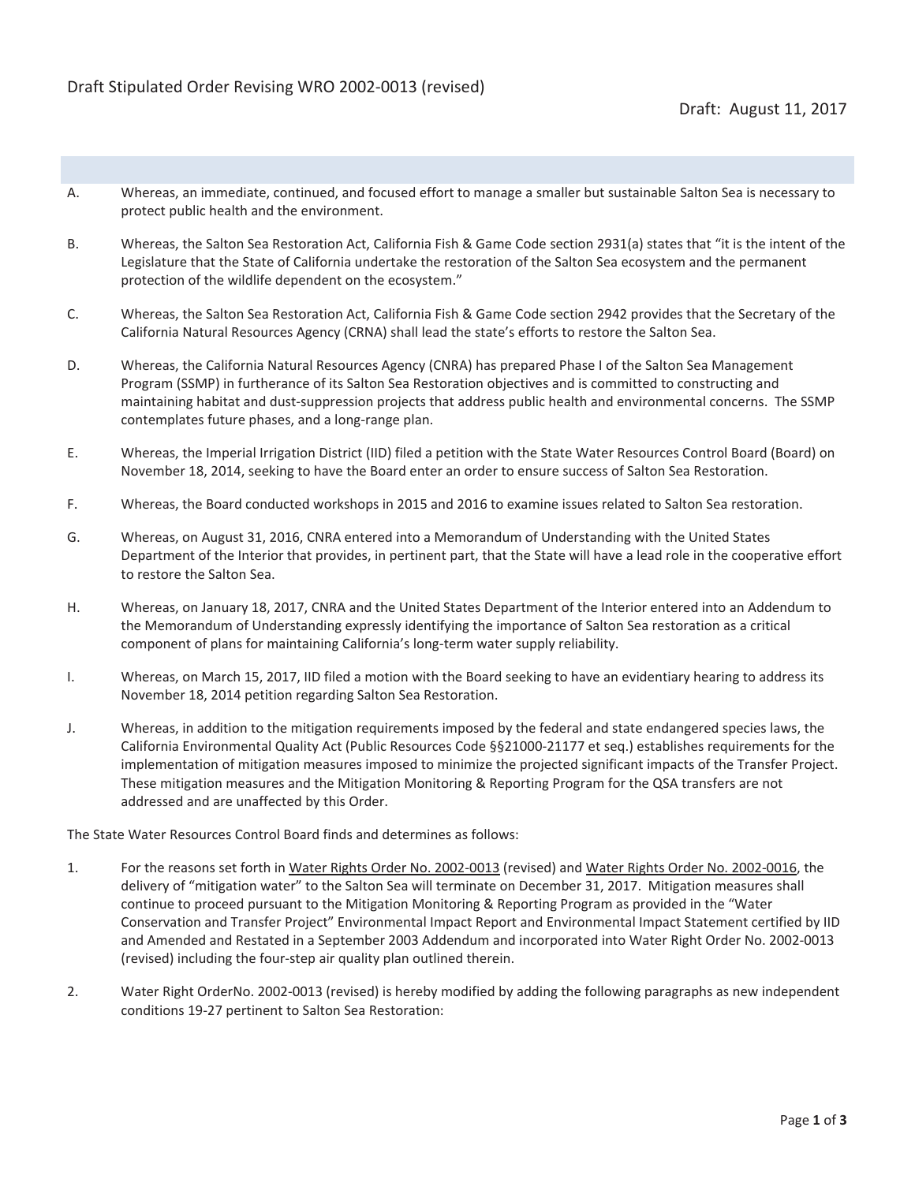Draft Stipulated Order Revising WRO 2002-0013 (revised)

Draft: August 11, 2017

A. Whereas, an immediate, continued, and focused effort to manage a smaller but sustainable Salton Sea is necessary to protect public health and the environment.

B. Whereas, the Salton Sea Restoration Act, California Fish & Game Code section 2931(a) states that "it is the intent of the Legislature that the State of California undertake the restoration of the Salton Sea ecosystem and the permanent protection of the wildlife dependent on the ecosystem."

C. Whereas, the Salton Sea Restoration Act, California Fish & Game Code section 2942 provides that the Secretary of the California Natural Resources Agency (CRNA) shall lead the state's efforts to restore the Salton Sea.

D. Whereas, the California Natural Resources Agency (CNRA) has prepared Phase I of the Salton Sea Management Program (SSMP) in furtherance of its Salton Sea Restoration objectives and is committed to constructing and maintaining habitat and dust-suppression projects that address public health and environmental concerns. The SSMP contemplates future phases, and a long-range plan.

E. Whereas, the Imperial Irrigation District (IID) filed a petition with the State Water Resources Control Board (Board) on November 18, 2014, seeking to have the Board enter an order to ensure success of Salton Sea Restoration.

F. Whereas, the Board conducted workshops in 2015 and 2016 to examine issues related to Salton Sea restoration.

G. Whereas, on August 31, 2016, CNRA entered into a Memorandum of Understanding with the United States Department of the Interior that provides, in pertinent part, that the State will have a lead role in the cooperative effort to restore the Salton Sea.

H. Whereas, on January 18, 2017, CNRA and the United States Department of the Interior entered into an Addendum to the Memorandum of Understanding expressly identifying the importance of Salton Sea restoration as a critical component of plans for maintaining California's long-term water supply reliability.

I. Whereas, on March 15, 2017, IID filed a motion with the Board seeking to have an evidentiary hearing to address its November 18, 2014 petition regarding Salton Sea Restoration.

J. Whereas, in addition to the mitigation requirements imposed by the federal and state endangered species laws, the California Environmental Quality Act (Public Resources Code §§21000-21177 et seq.) establishes requirements for the implementation of mitigation measures imposed to minimize the projected significant impacts of the Transfer Project. These mitigation measures and the Mitigation Monitoring & Reporting Program for the QSA transfers are not addressed and are unaffected by this Order.

The State Water Resources Control Board finds and determines as follows:

1. For the reasons set forth in Water Rights Order No. 2002-0013 (revised) and Water Rights Order No. 2002-0016, the delivery of "mitigation water" to the Salton Sea will terminate on December 31, 2017. Mitigation measures shall continue to proceed pursuant to the Mitigation Monitoring & Reporting Program as provided in the "Water Conservation and Transfer Project" Environmental Impact Report and Environmental Impact Statement certified by IID and Amended and Restated in a September 2003 Addendum and incorporated into Water Right Order No. 2002-0013 (revised) including the four-step air quality plan outlined therein.

2. Water Right OrderNo. 2002-0013 (revised) is hereby modified by adding the following paragraphs as new independent conditions 19-27 pertinent to Salton Sea Restoration: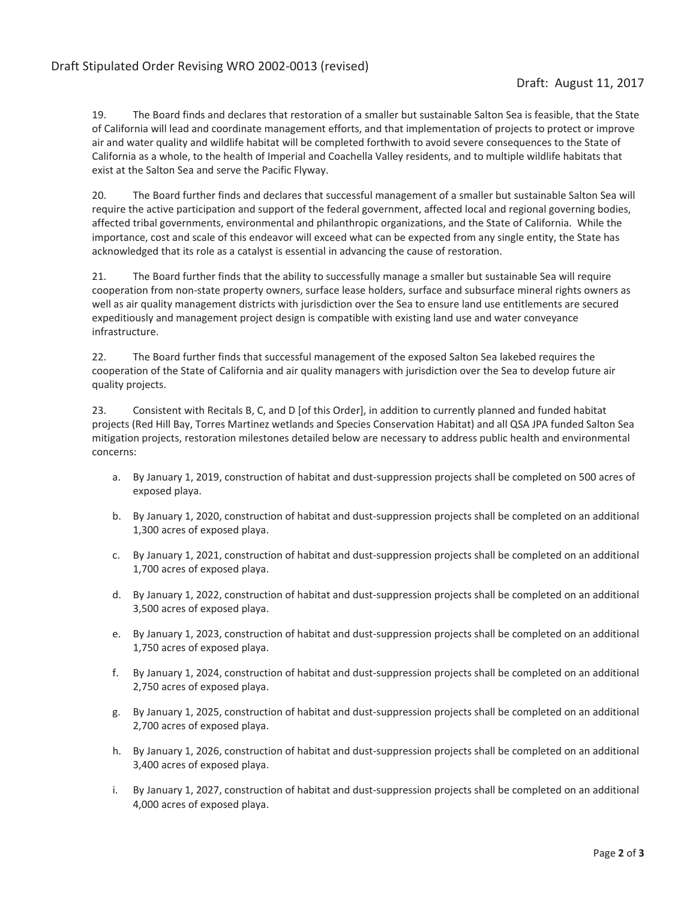19. The Board finds and declares that restoration of a smaller but sustainable Salton Sea is feasible, that the State of California will lead and coordinate management efforts, and that implementation of projects to protect or improve air and water quality and wildlife habitat will be completed forthwith to avoid severe consequences to the State of California as a whole, to the health of Imperial and Coachella Valley residents, and to multiple wildlife habitats that exist at the Salton Sea and serve the Pacific Flyway.

20. The Board further finds and declares that successful management of a smaller but sustainable Salton Sea will require the active participation and support of the federal government, affected local and regional governing bodies, affected tribal governments, environmental and philanthropic organizations, and the State of California. While the importance, cost and scale of this endeavor will exceed what can be expected from any single entity, the State has acknowledged that its role as a catalyst is essential in advancing the cause of restoration.

21. The Board further finds that the ability to successfully manage a smaller but sustainable Sea will require cooperation from non-state property owners, surface lease holders, surface and subsurface mineral rights owners as well as air quality management districts with jurisdiction over the Sea to ensure land use entitlements are secured expeditiously and management project design is compatible with existing land use and water conveyance infrastructure.

22. The Board further finds that successful management of the exposed Salton Sea lakebed requires the cooperation of the State of California and air quality managers with jurisdiction over the Sea to develop future air quality projects.

23. Consistent with Recitals B, C, and D [of this Order], in addition to currently planned and funded habitat projects (Red Hill Bay, Torres Martinez wetlands and Species Conservation Habitat) and all QSA JPA funded Salton Sea mitigation projects, restoration milestones detailed below are necessary to address public health and environmental concerns:

a. By January 1, 2019, construction of habitat and dust-suppression projects shall be completed on 500 acres of exposed playa.

b. By January 1, 2020, construction of habitat and dust-suppression projects shall be completed on an additional 1,300 acres of exposed playa.

c. By January 1, 2021, construction of habitat and dust-suppression projects shall be completed on an additional 1,700 acres of exposed playa.

d. By January 1, 2022, construction of habitat and dust-suppression projects shall be completed on an additional 3,500 acres of exposed playa.

e. By January 1, 2023, construction of habitat and dust-suppression projects shall be completed on an additional 1,750 acres of exposed playa.

f. By January 1, 2024, construction of habitat and dust-suppression projects shall be completed on an additional 2,750 acres of exposed playa.

g. By January 1, 2025, construction of habitat and dust-suppression projects shall be completed on an additional 2,700 acres of exposed playa.

h. By January 1, 2026, construction of habitat and dust-suppression projects shall be completed on an additional 3,400 acres of exposed playa.

i. By January 1, 2027, construction of habitat and dust-suppression projects shall be completed on an additional 4,000 acres of exposed playa.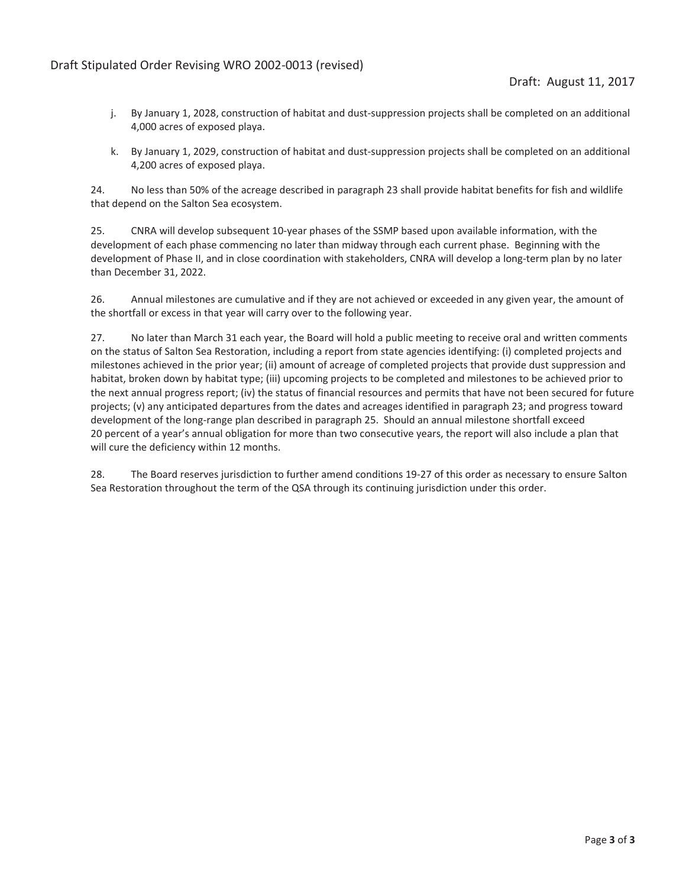j. By January 1, 2028, construction of habitat and dust-suppression projects shall be completed on an additional 4,000 acres of exposed playa.

k. By January 1, 2029, construction of habitat and dust-suppression projects shall be completed on an additional 4,200 acres of exposed playa.

24. No less than 50% of the acreage described in paragraph 23 shall provide habitat benefits for fish and wildlife that depend on the Salton Sea ecosystem.

25. CNRA will develop subsequent 10-year phases of the SSMP based upon available information, with the development of each phase commencing no later than midway through each current phase. Beginning with the development of Phase II, and in close coordination with stakeholders, CNRA will develop a long-term plan by no later than December 31, 2022.

26. Annual milestones are cumulative and if they are not achieved or exceeded in any given year, the amount of the shortfall or excess in that year will carry over to the following year.

27. No later than March 31 each year, the Board will hold a public meeting to receive oral and written comments on the status of Salton Sea Restoration, including a report from state agencies identifying: (i) completed projects and milestones achieved in the prior year; (ii) amount of acreage of completed projects that provide dust suppression and habitat, broken down by habitat type; (iii) upcoming projects to be completed and milestones to be achieved prior to the next annual progress report; (iv) the status of financial resources and permits that have not been secured for future projects; (v) any anticipated departures from the dates and acreages identified in paragraph 23; and progress toward development of the long-range plan described in paragraph 25. Should an annual milestone shortfall exceed 20 percent of a year's annual obligation for more than two consecutive years, the report will also include a plan that will cure the deficiency within 12 months.

28. The Board reserves jurisdiction to further amend conditions 19-27 of this order as necessary to ensure Salton Sea Restoration throughout the term of the QSA through its continuing jurisdiction under this order.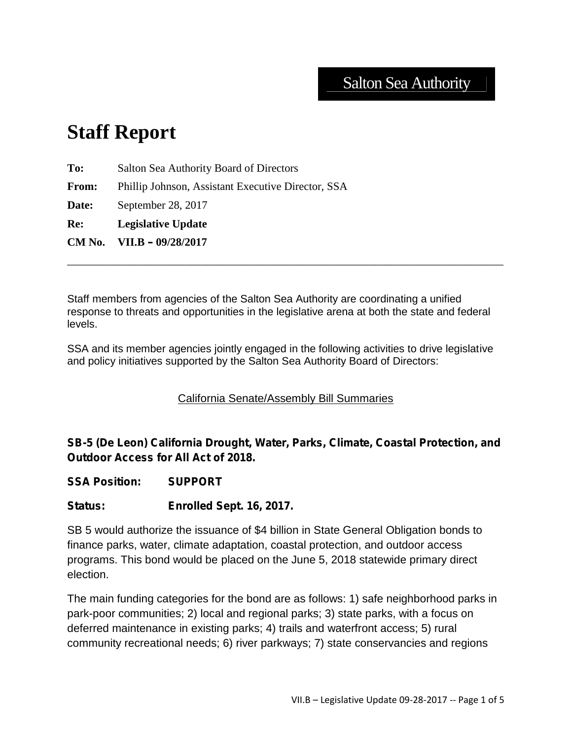Salton Sea Authority

# Staff Report

**To:** Salton Sea Authority Board of Directors

**From:** Phillip Johnson, Assistant Executive Director, SSA

**Date:** September 28, 2017

**Re:** **Legislative Update**

**CM No.** **VII.B – 09/28/2017**

---

Staff members from agencies of the Salton Sea Authority are coordinating a unified response to threats and opportunities in the legislative arena at both the state and federal levels.

SSA and its member agencies jointly engaged in the following activities to drive legislative and policy initiatives supported by the Salton Sea Authority Board of Directors:

<u>California Senate/Assembly Bill Summaries</u>

**SB-5 (De Leon) California Drought, Water, Parks, Climate, Coastal Protection, and Outdoor Access for All Act of 2018.**

**SSA Position: SUPPORT**

**Status: Enrolled Sept. 16, 2017.**

SB 5 would authorize the issuance of $4 billion in State General Obligation bonds to finance parks, water, climate adaptation, coastal protection, and outdoor access programs. This bond would be placed on the June 5, 2018 statewide primary direct election.

The main funding categories for the bond are as follows: 1) safe neighborhood parks in park-poor communities; 2) local and regional parks; 3) state parks, with a focus on deferred maintenance in existing parks; 4) trails and waterfront access; 5) rural community recreational needs; 6) river parkways; 7) state conservancies and regions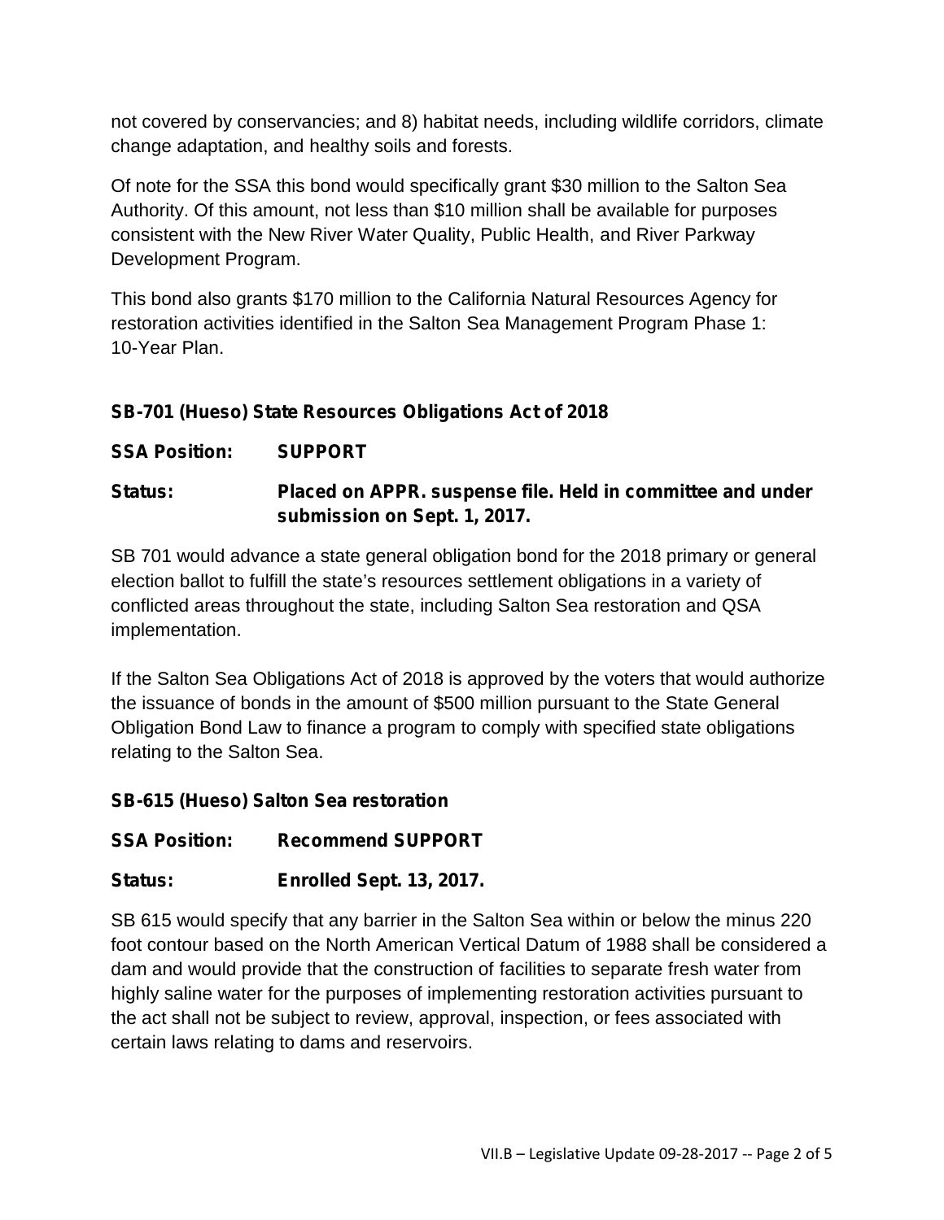not covered by conservancies; and 8) habitat needs, including wildlife corridors, climate change adaptation, and healthy soils and forests.

Of note for the SSA this bond would specifically grant $30 million to the Salton Sea Authority. Of this amount, not less than $10 million shall be available for purposes consistent with the New River Water Quality, Public Health, and River Parkway Development Program.

This bond also grants $170 million to the California Natural Resources Agency for restoration activities identified in the Salton Sea Management Program Phase 1: 10-Year Plan.

**SB-701 (Hueso) State Resources Obligations Act of 2018**

**SSA Position: SUPPORT**

**Status: Placed on APPR. suspense file. Held in committee and under submission on Sept. 1, 2017.**

SB 701 would advance a state general obligation bond for the 2018 primary or general election ballot to fulfill the state's resources settlement obligations in a variety of conflicted areas throughout the state, including Salton Sea restoration and QSA implementation.

If the Salton Sea Obligations Act of 2018 is approved by the voters that would authorize the issuance of bonds in the amount of $500 million pursuant to the State General Obligation Bond Law to finance a program to comply with specified state obligations relating to the Salton Sea.

**SB-615 (Hueso) Salton Sea restoration**

**SSA Position: Recommend SUPPORT**

**Status: Enrolled Sept. 13, 2017.**

SB 615 would specify that any barrier in the Salton Sea within or below the minus 220 foot contour based on the North American Vertical Datum of 1988 shall be considered a dam and would provide that the construction of facilities to separate fresh water from highly saline water for the purposes of implementing restoration activities pursuant to the act shall not be subject to review, approval, inspection, or fees associated with certain laws relating to dams and reservoirs.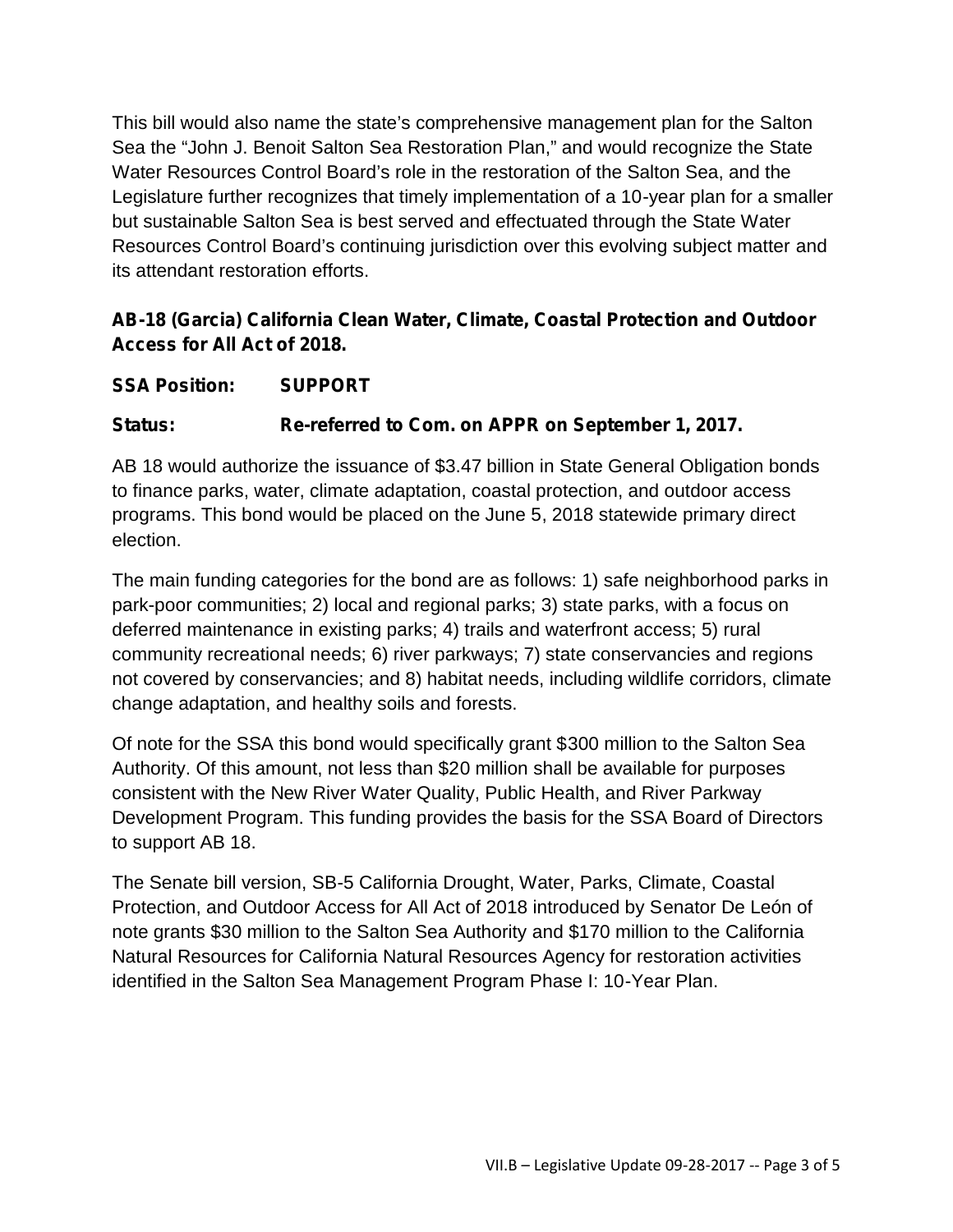This bill would also name the state's comprehensive management plan for the Salton Sea the "John J. Benoit Salton Sea Restoration Plan," and would recognize the State Water Resources Control Board's role in the restoration of the Salton Sea, and the Legislature further recognizes that timely implementation of a 10-year plan for a smaller but sustainable Salton Sea is best served and effectuated through the State Water Resources Control Board's continuing jurisdiction over this evolving subject matter and its attendant restoration efforts.

**AB-18 (Garcia) California Clean Water, Climate, Coastal Protection and Outdoor Access for All Act of 2018.**

**SSA Position: SUPPORT**

**Status: Re-referred to Com. on APPR on September 1, 2017.**

AB 18 would authorize the issuance of $3.47 billion in State General Obligation bonds to finance parks, water, climate adaptation, coastal protection, and outdoor access programs. This bond would be placed on the June 5, 2018 statewide primary direct election.

The main funding categories for the bond are as follows: 1) safe neighborhood parks in park-poor communities; 2) local and regional parks; 3) state parks, with a focus on deferred maintenance in existing parks; 4) trails and waterfront access; 5) rural community recreational needs; 6) river parkways; 7) state conservancies and regions not covered by conservancies; and 8) habitat needs, including wildlife corridors, climate change adaptation, and healthy soils and forests.

Of note for the SSA this bond would specifically grant $300 million to the Salton Sea Authority. Of this amount, not less than $20 million shall be available for purposes consistent with the New River Water Quality, Public Health, and River Parkway Development Program. This funding provides the basis for the SSA Board of Directors to support AB 18.

The Senate bill version, SB-5 California Drought, Water, Parks, Climate, Coastal Protection, and Outdoor Access for All Act of 2018 introduced by Senator De León of note grants $30 million to the Salton Sea Authority and $170 million to the California Natural Resources for California Natural Resources Agency for restoration activities identified in the Salton Sea Management Program Phase I: 10-Year Plan.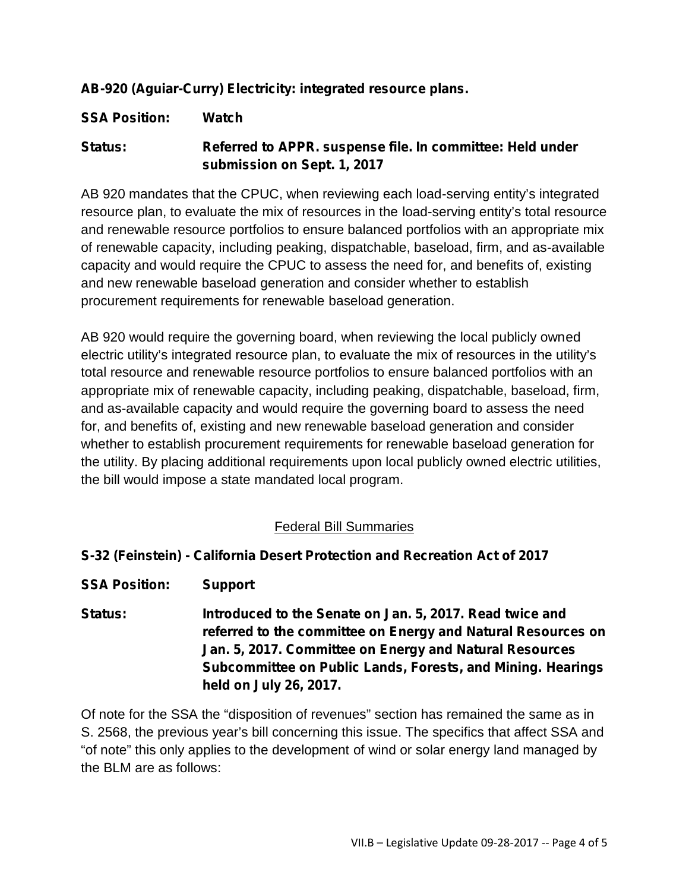**AB-920 (Aguiar-Curry) Electricity: integrated resource plans.**

**SSA Position:** **Watch**

**Status:** **Referred to APPR. suspense file. In committee: Held under submission on Sept. 1, 2017**

AB 920 mandates that the CPUC, when reviewing each load-serving entity's integrated resource plan, to evaluate the mix of resources in the load-serving entity's total resource and renewable resource portfolios to ensure balanced portfolios with an appropriate mix of renewable capacity, including peaking, dispatchable, baseload, firm, and as-available capacity and would require the CPUC to assess the need for, and benefits of, existing and new renewable baseload generation and consider whether to establish procurement requirements for renewable baseload generation.

AB 920 would require the governing board, when reviewing the local publicly owned electric utility's integrated resource plan, to evaluate the mix of resources in the utility's total resource and renewable resource portfolios to ensure balanced portfolios with an appropriate mix of renewable capacity, including peaking, dispatchable, baseload, firm, and as-available capacity and would require the governing board to assess the need for, and benefits of, existing and new renewable baseload generation and consider whether to establish procurement requirements for renewable baseload generation for the utility. By placing additional requirements upon local publicly owned electric utilities, the bill would impose a state mandated local program.

## Federal Bill Summaries

**S-32 (Feinstein) - California Desert Protection and Recreation Act of 2017**

**SSA Position:** **Support**

**Status:** **Introduced to the Senate on Jan. 5, 2017. Read twice and referred to the committee on Energy and Natural Resources on Jan. 5, 2017. Committee on Energy and Natural Resources Subcommittee on Public Lands, Forests, and Mining. Hearings held on July 26, 2017.**

Of note for the SSA the "disposition of revenues" section has remained the same as in S. 2568, the previous year's bill concerning this issue. The specifics that affect SSA and "of note" this only applies to the development of wind or solar energy land managed by the BLM are as follows: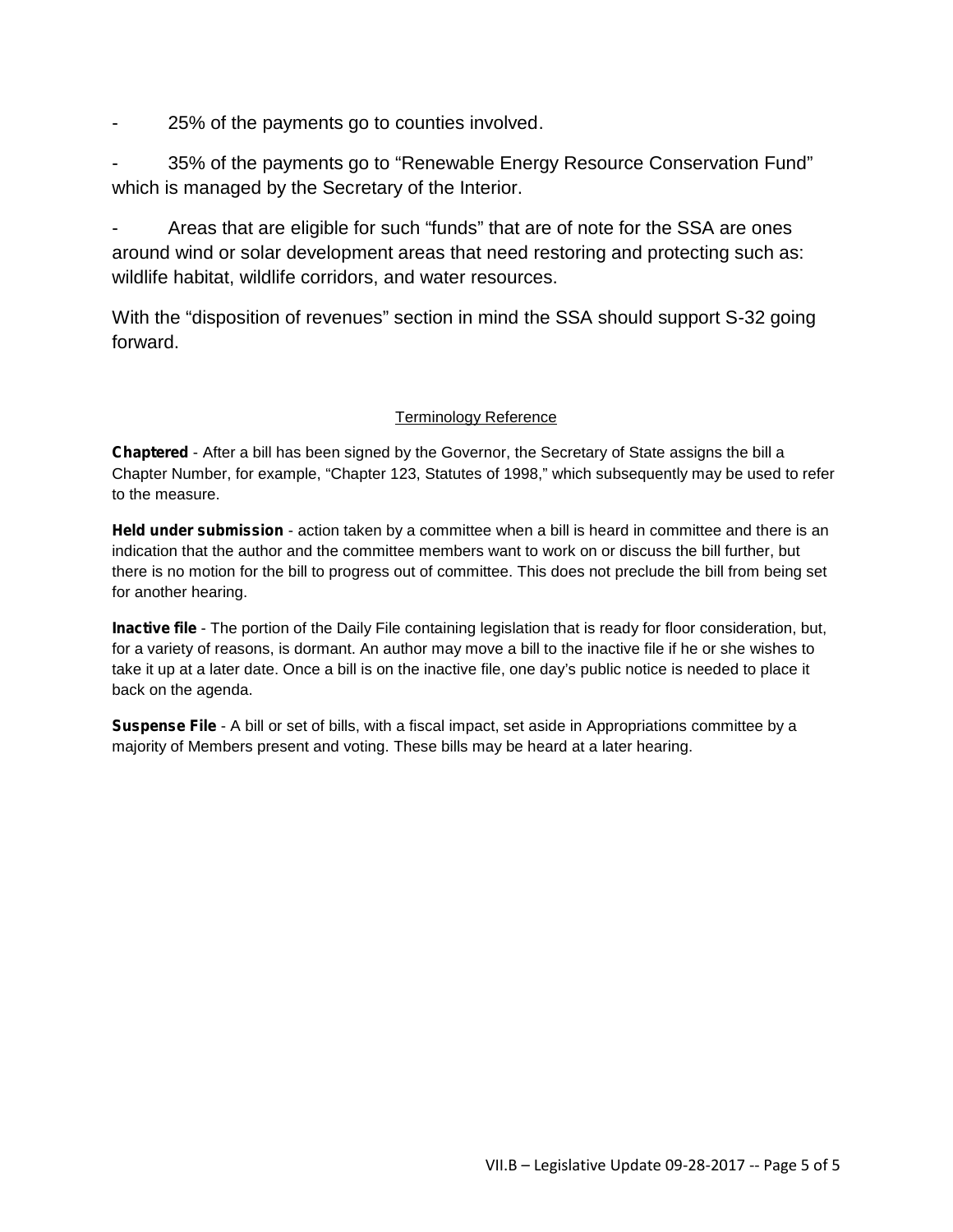- 25% of the payments go to counties involved.

- 35% of the payments go to "Renewable Energy Resource Conservation Fund" which is managed by the Secretary of the Interior.

- Areas that are eligible for such "funds" that are of note for the SSA are ones around wind or solar development areas that need restoring and protecting such as: wildlife habitat, wildlife corridors, and water resources.

With the "disposition of revenues" section in mind the SSA should support S-32 going forward.

Terminology Reference

**Chaptered** - After a bill has been signed by the Governor, the Secretary of State assigns the bill a Chapter Number, for example, "Chapter 123, Statutes of 1998," which subsequently may be used to refer to the measure.

**Held under submission** - action taken by a committee when a bill is heard in committee and there is an indication that the author and the committee members want to work on or discuss the bill further, but there is no motion for the bill to progress out of committee. This does not preclude the bill from being set for another hearing.

**Inactive file** - The portion of the Daily File containing legislation that is ready for floor consideration, but, for a variety of reasons, is dormant. An author may move a bill to the inactive file if he or she wishes to take it up at a later date. Once a bill is on the inactive file, one day's public notice is needed to place it back on the agenda.

**Suspense File** - A bill or set of bills, with a fiscal impact, set aside in Appropriations committee by a majority of Members present and voting. These bills may be heard at a later hearing.